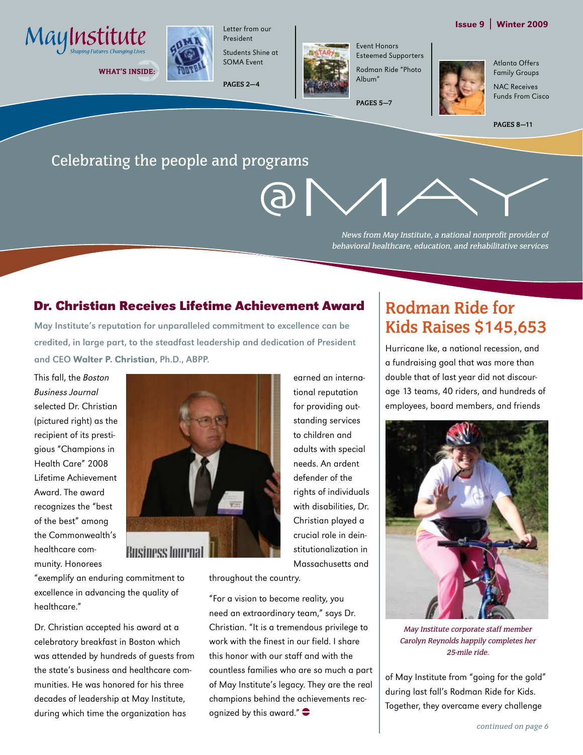# May Institute

*Shaping Futures. Changing Lives.*

**WHAT'S INSIDE:**

Letter from our President

Students Shine at SOMA Event

**PAGES 2—4**

Event Honors Esteemed Supporters

Rodman Ride "Photo Album"

**PAGES 5—7**

Atlanta Offers Family Groups

NAC Receives Funds From Cisco

**PAGES 8—11**

**Issue 9 | Winter 2009**

Celebrating the people and programs

# @MAY

*News from May Institute, a national nonprofit provider of behavioral healthcare, education, and rehabilitative services*

## Dr. Christian Receives Lifetime Achievement Award

May Institute's reputation for unparalleled commitment to excellence can be credited, in large part, to the steadfast leadership and dedication of President and CEO **Walter P. Christian**, Ph.D., ABPP.

This fall, the *Boston Business Journal* selected Dr. Christian (pictured right) as the recipient of its prestigious "Champions in Health Care" 2008 Lifetime Achievement Award. The award recognizes the "best of the best" among the Commonwealth's healthcare community. Honorees "exemplify an enduring commitment to excellence in advancing the quality of healthcare."

Dr. Christian accepted his award at a celebratory breakfast in Boston which was attended by hundreds of guests from the state's business and healthcare communities. He was honored for his three decades of leadership at May Institute, during which time the organization has earned an international reputation for providing outstanding services to children and adults with special needs. An ardent defender of the rights of individuals with disabilities, Dr. Christian played a crucial role in deinstitutionalization in Massachusetts and throughout the country.

"For a vision to become reality, you need an extraordinary team," says Dr. Christian. "It is a tremendous privilege to work with the finest in our field. I share this honor with our staff and with the countless families who are so much a part of May Institute's legacy. They are the real champions behind the achievements recognized by this award."

## Rodman Ride for Kids Raises $145,653

Hurricane Ike, a national recession, and a fundraising goal that was more than double that of last year did not discourage 13 teams, 40 riders, and hundreds of employees, board members, and friends of May Institute from "going for the gold" during last fall's Rodman Ride for Kids. Together, they overcame every challenge

*May Institute corporate staff member Carolyn Reynolds happily completes her 25-mile ride.*

*continued on page 6*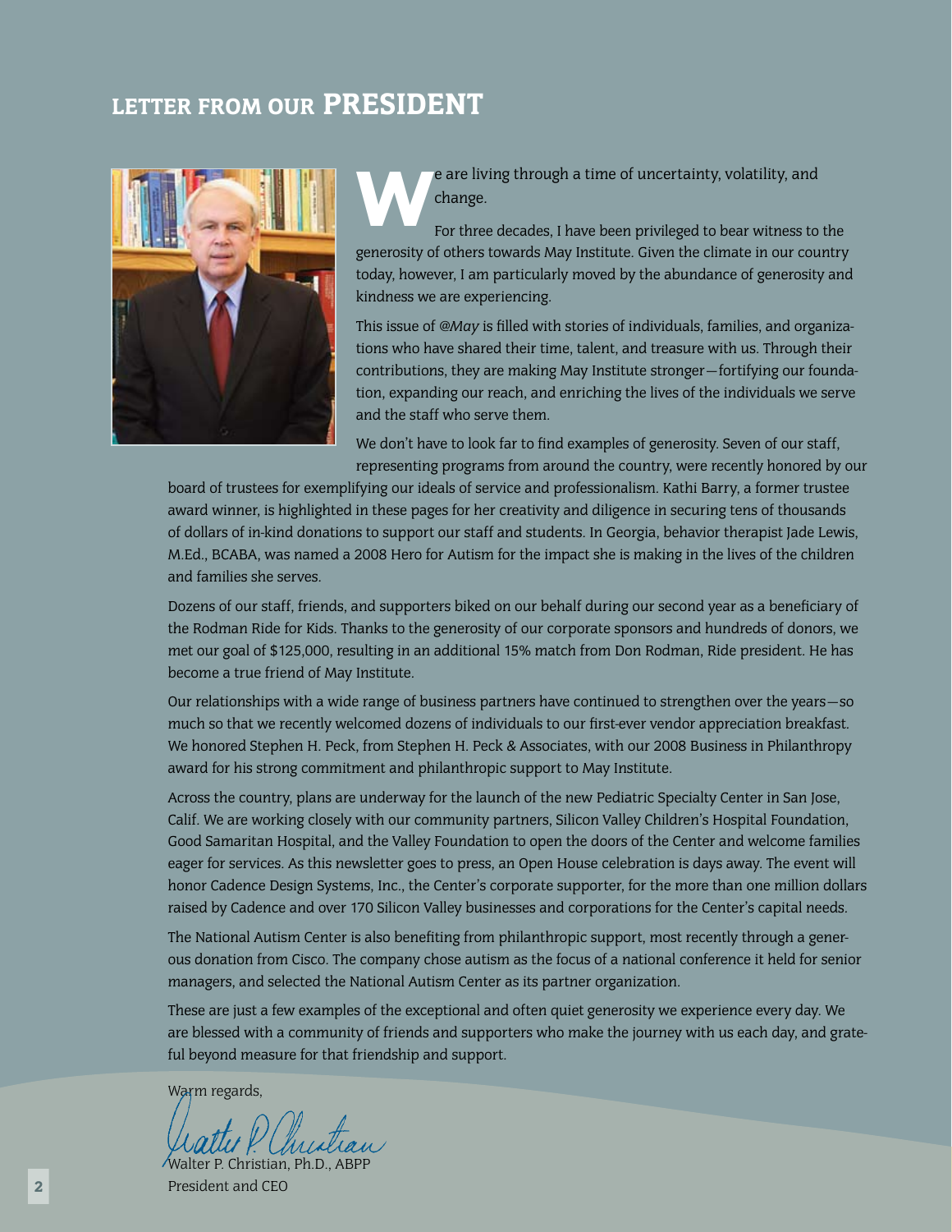# LETTER FROM OUR PRESIDENT

We are living through a time of uncertainty, volatility, and change.

For three decades, I have been privileged to bear witness to the generosity of others towards May Institute. Given the climate in our country today, however, I am particularly moved by the abundance of generosity and kindness we are experiencing.

This issue of *@May* is filled with stories of individuals, families, and organizations who have shared their time, talent, and treasure with us. Through their contributions, they are making May Institute stronger—fortifying our foundation, expanding our reach, and enriching the lives of the individuals we serve and the staff who serve them.

We don't have to look far to find examples of generosity. Seven of our staff, representing programs from around the country, were recently honored by our board of trustees for exemplifying our ideals of service and professionalism. Kathi Barry, a former trustee award winner, is highlighted in these pages for her creativity and diligence in securing tens of thousands of dollars of in-kind donations to support our staff and students. In Georgia, behavior therapist Jade Lewis, M.Ed., BCABA, was named a 2008 Hero for Autism for the impact she is making in the lives of the children and families she serves.

Dozens of our staff, friends, and supporters biked on our behalf during our second year as a beneficiary of the Rodman Ride for Kids. Thanks to the generosity of our corporate sponsors and hundreds of donors, we met our goal of $125,000, resulting in an additional 15% match from Don Rodman, Ride president. He has become a true friend of May Institute.

Our relationships with a wide range of business partners have continued to strengthen over the years—so much so that we recently welcomed dozens of individuals to our first-ever vendor appreciation breakfast. We honored Stephen H. Peck, from Stephen H. Peck & Associates, with our 2008 Business in Philanthropy award for his strong commitment and philanthropic support to May Institute.

Across the country, plans are underway for the launch of the new Pediatric Specialty Center in San Jose, Calif. We are working closely with our community partners, Silicon Valley Children's Hospital Foundation, Good Samaritan Hospital, and the Valley Foundation to open the doors of the Center and welcome families eager for services. As this newsletter goes to press, an Open House celebration is days away. The event will honor Cadence Design Systems, Inc., the Center's corporate supporter, for the more than one million dollars raised by Cadence and over 170 Silicon Valley businesses and corporations for the Center's capital needs.

The National Autism Center is also benefiting from philanthropic support, most recently through a generous donation from Cisco. The company chose autism as the focus of a national conference it held for senior managers, and selected the National Autism Center as its partner organization.

These are just a few examples of the exceptional and often quiet generosity we experience every day. We are blessed with a community of friends and supporters who make the journey with us each day, and grateful beyond measure for that friendship and support.

Warm regards,

Walter P. Christian, Ph.D., ABPP
President and CEO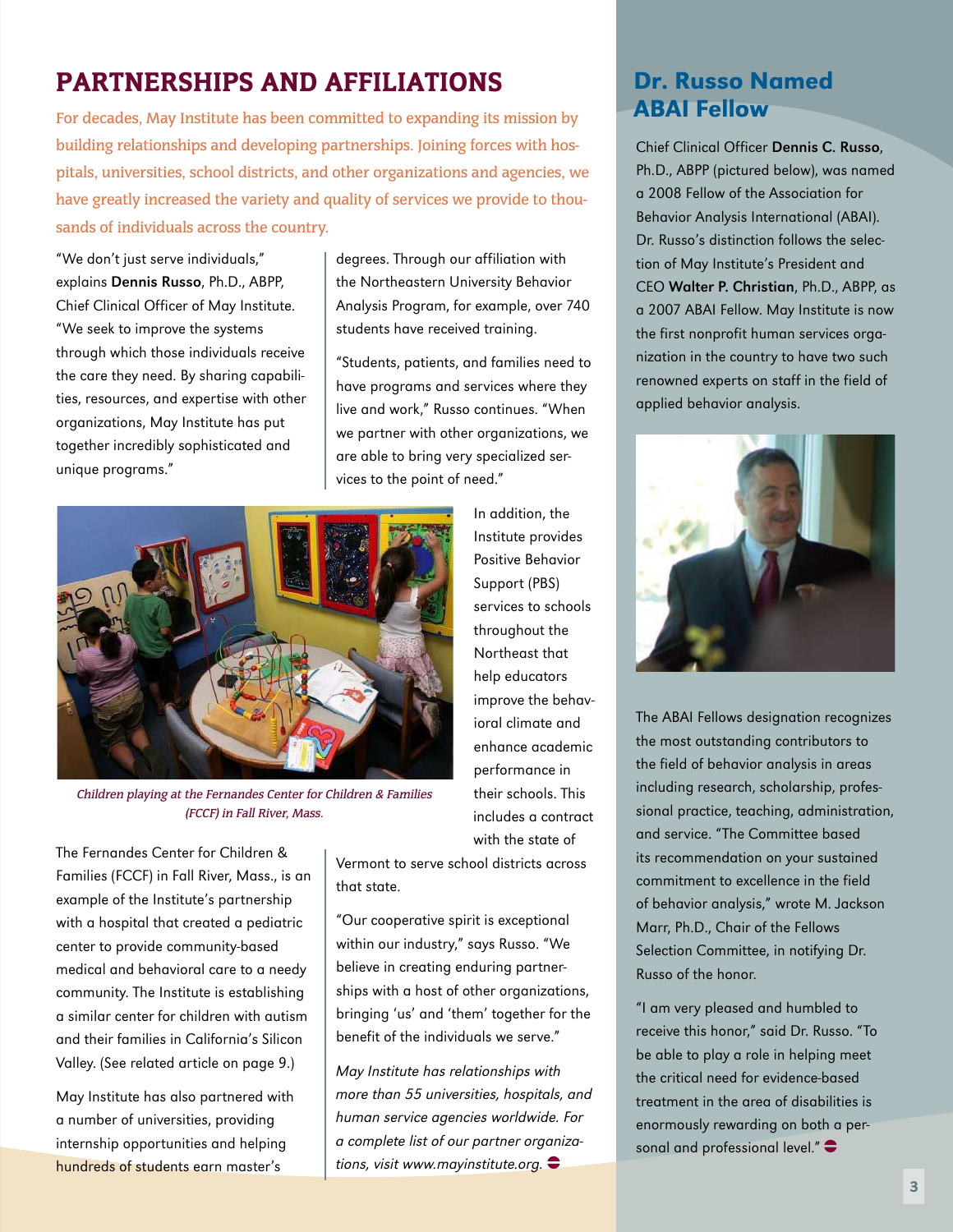# PARTNERSHIPS AND AFFILIATIONS

For decades, May Institute has been committed to expanding its mission by building relationships and developing partnerships. Joining forces with hospitals, universities, school districts, and other organizations and agencies, we have greatly increased the variety and quality of services we provide to thousands of individuals across the country.

"We don't just serve individuals," explains **Dennis Russo**, Ph.D., ABPP, Chief Clinical Officer of May Institute. "We seek to improve the systems through which those individuals receive the care they need. By sharing capabilities, resources, and expertise with other organizations, May Institute has put together incredibly sophisticated and unique programs."

The Fernandes Center for Children & Families (FCCF) in Fall River, Mass., is an example of the Institute's partnership with a hospital that created a pediatric center to provide community-based medical and behavioral care to a needy community. The Institute is establishing a similar center for children with autism and their families in California's Silicon Valley. (See related article on page 9.)

*Children playing at the Fernandes Center for Children & Families (FCCF) in Fall River, Mass.*

May Institute has also partnered with a number of universities, providing internship opportunities and helping hundreds of students earn master's degrees. Through our affiliation with the Northeastern University Behavior Analysis Program, for example, over 740 students have received training.

"Students, patients, and families need to have programs and services where they live and work," Russo continues. "When we partner with other organizations, we are able to bring very specialized services to the point of need."

In addition, the Institute provides Positive Behavior Support (PBS) services to schools throughout the Northeast that help educators improve the behavioral climate and enhance academic performance in their schools. This includes a contract with the state of Vermont to serve school districts across that state.

"Our cooperative spirit is exceptional within our industry," says Russo. "We believe in creating enduring partnerships with a host of other organizations, bringing 'us' and 'them' together for the benefit of the individuals we serve."

*May Institute has relationships with more than 55 universities, hospitals, and human service agencies worldwide. For a complete list of our partner organizations, visit www.mayinstitute.org.*

## Dr. Russo Named ABAI Fellow

Chief Clinical Officer **Dennis C. Russo**, Ph.D., ABPP (pictured below), was named a 2008 Fellow of the Association for Behavior Analysis International (ABAI). Dr. Russo's distinction follows the selection of May Institute's President and CEO **Walter P. Christian**, Ph.D., ABPP, as a 2007 ABAI Fellow. May Institute is now the first nonprofit human services organization in the country to have two such renowned experts on staff in the field of applied behavior analysis.

The ABAI Fellows designation recognizes the most outstanding contributors to the field of behavior analysis in areas including research, scholarship, professional practice, teaching, administration, and service. "The Committee based its recommendation on your sustained commitment to excellence in the field of behavior analysis," wrote M. Jackson Marr, Ph.D., Chair of the Fellows Selection Committee, in notifying Dr. Russo of the honor.

"I am very pleased and humbled to receive this honor," said Dr. Russo. "To be able to play a role in helping meet the critical need for evidence-based treatment in the area of disabilities is enormously rewarding on both a personal and professional level."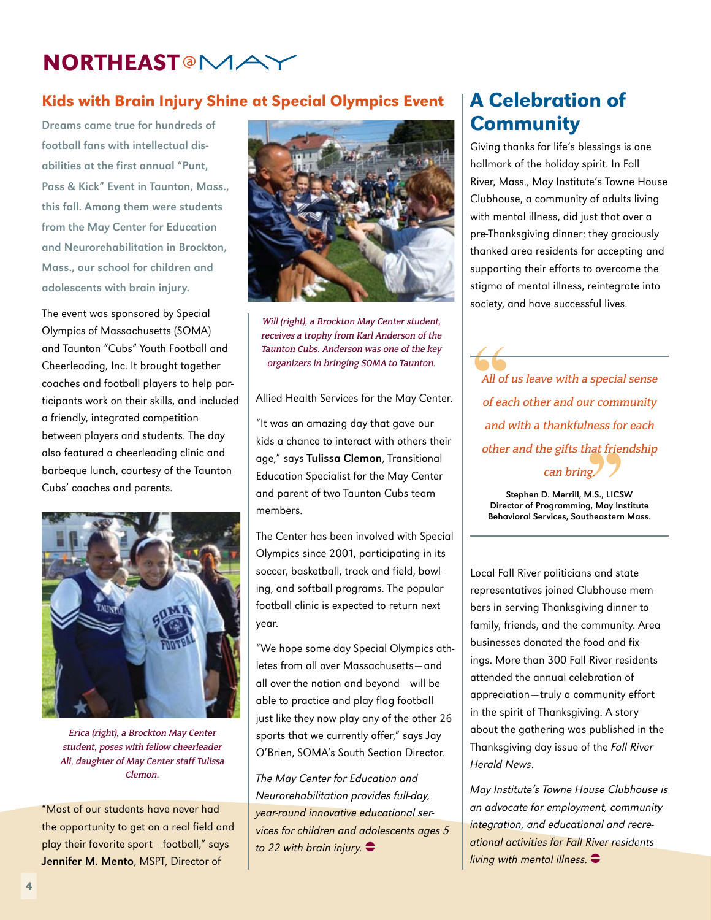# NORTHEAST @ MAY

## Kids with Brain Injury Shine at Special Olympics Event

**Dreams came true for hundreds of football fans with intellectual disabilities at the first annual "Punt, Pass & Kick" Event in Taunton, Mass., this fall. Among them were students from the May Center for Education and Neurorehabilitation in Brockton, Mass., our school for children and adolescents with brain injury.**

The event was sponsored by Special Olympics of Massachusetts (SOMA) and Taunton "Cubs" Youth Football and Cheerleading, Inc. It brought together coaches and football players to help participants work on their skills, and included a friendly, integrated competition between players and students. The day also featured a cheerleading clinic and barbeque lunch, courtesy of the Taunton Cubs' coaches and parents.

*Erica (right), a Brockton May Center student, poses with fellow cheerleader Ali, daughter of May Center staff Tulissa Clemon.*

"Most of our students have never had the opportunity to get on a real field and play their favorite sport—football," says **Jennifer M. Mento**, MSPT, Director of Allied Health Services for the May Center.

*Will (right), a Brockton May Center student, receives a trophy from Karl Anderson of the Taunton Cubs. Anderson was one of the key organizers in bringing SOMA to Taunton.*

"It was an amazing day that gave our kids a chance to interact with others their age," says **Tulissa Clemon**, Transitional Education Specialist for the May Center and parent of two Taunton Cubs team members.

The Center has been involved with Special Olympics since 2001, participating in its soccer, basketball, track and field, bowling, and softball programs. The popular football clinic is expected to return next year.

"We hope some day Special Olympics athletes from all over Massachusetts—and all over the nation and beyond—will be able to practice and play flag football just like they now play any of the other 26 sports that we currently offer," says Jay O'Brien, SOMA's South Section Director.

*The May Center for Education and Neurorehabilitation provides full-day, year-round innovative educational services for children and adolescents ages 5 to 22 with brain injury.*

## A Celebration of Community

Giving thanks for life's blessings is one hallmark of the holiday spirit. In Fall River, Mass., May Institute's Towne House Clubhouse, a community of adults living with mental illness, did just that over a pre-Thanksgiving dinner: they graciously thanked area residents for accepting and supporting their efforts to overcome the stigma of mental illness, reintegrate into society, and have successful lives.

> *All of us leave with a special sense of each other and our community and with a thankfulness for each other and the gifts that friendship can bring.*
>
> **Stephen D. Merrill, M.S., LICSW**
> **Director of Programming, May Institute Behavioral Services, Southeastern Mass.**

Local Fall River politicians and state representatives joined Clubhouse members in serving Thanksgiving dinner to family, friends, and the community. Area businesses donated the food and fixings. More than 300 Fall River residents attended the annual celebration of appreciation—truly a community effort in the spirit of Thanksgiving. A story about the gathering was published in the Thanksgiving day issue of the *Fall River Herald News*.

*May Institute's Towne House Clubhouse is an advocate for employment, community integration, and educational and recreational activities for Fall River residents living with mental illness.*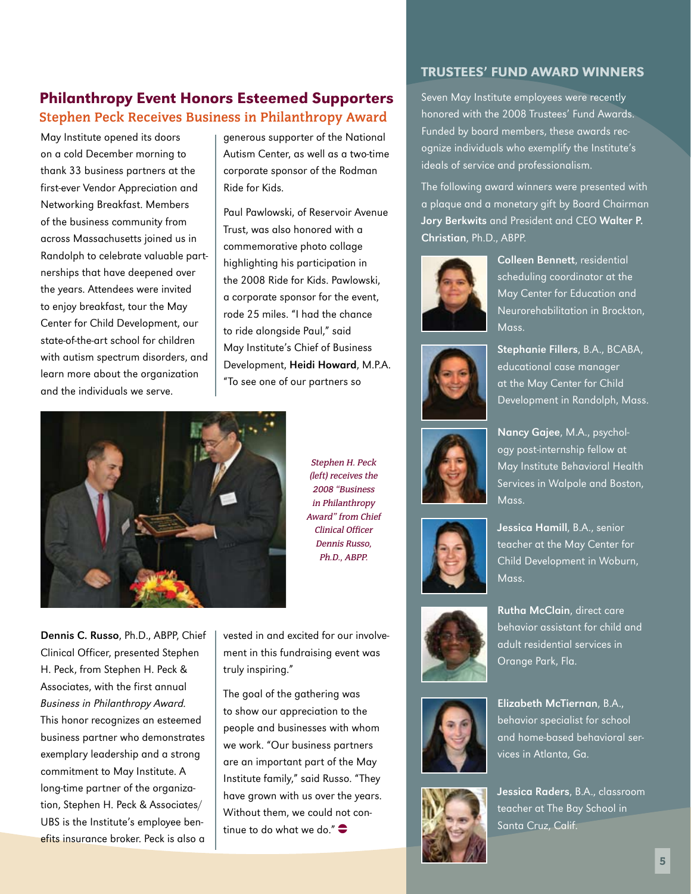## Philanthropy Event Honors Esteemed Supporters

### Stephen Peck Receives Business in Philanthropy Award

May Institute opened its doors on a cold December morning to thank 33 business partners at the first-ever Vendor Appreciation and Networking Breakfast. Members of the business community from across Massachusetts joined us in Randolph to celebrate valuable partnerships that have deepened over the years. Attendees were invited to enjoy breakfast, tour the May Center for Child Development, our state-of-the-art school for children with autism spectrum disorders, and learn more about the organization and the individuals we serve.

generous supporter of the National Autism Center, as well as a two-time corporate sponsor of the Rodman Ride for Kids.

Paul Pawlowski, of Reservoir Avenue Trust, was also honored with a commemorative photo collage highlighting his participation in the 2008 Ride for Kids. Pawlowski, a corporate sponsor for the event, rode 25 miles. "I had the chance to ride alongside Paul," said May Institute's Chief of Business Development, **Heidi Howard**, M.P.A. "To see one of our partners so

*Stephen H. Peck (left) receives the 2008 "Business in Philanthropy Award" from Chief Clinical Officer Dennis Russo, Ph.D., ABPP.*

**Dennis C. Russo**, Ph.D., ABPP, Chief Clinical Officer, presented Stephen H. Peck, from Stephen H. Peck & Associates, with the first annual *Business in Philanthropy Award.* This honor recognizes an esteemed business partner who demonstrates exemplary leadership and a strong commitment to May Institute. A long-time partner of the organization, Stephen H. Peck & Associates/UBS is the Institute's employee benefits insurance broker. Peck is also a

vested in and excited for our involvement in this fundraising event was truly inspiring."

The goal of the gathering was to show our appreciation to the people and businesses with whom we work. "Our business partners are an important part of the May Institute family," said Russo. "They have grown with us over the years. Without them, we could not continue to do what we do."

## TRUSTEES' FUND AWARD WINNERS

Seven May Institute employees were recently honored with the 2008 Trustees' Fund Awards. Funded by board members, these awards recognize individuals who exemplify the Institute's ideals of service and professionalism.

The following award winners were presented with a plaque and a monetary gift by Board Chairman **Jory Berkwits** and President and CEO **Walter P. Christian**, Ph.D., ABPP.

**Colleen Bennett**, residential scheduling coordinator at the May Center for Education and Neurorehabilitation in Brockton, Mass.

**Stephanie Fillers**, B.A., BCABA, educational case manager at the May Center for Child Development in Randolph, Mass.

**Nancy Gajee**, M.A., psychology post-internship fellow at May Institute Behavioral Health Services in Walpole and Boston, Mass.

**Jessica Hamill**, B.A., senior teacher at the May Center for Child Development in Woburn, Mass.

**Rutha McClain**, direct care behavior assistant for child and adult residential services in Orange Park, Fla.

**Elizabeth McTiernan**, B.A., behavior specialist for school and home-based behavioral services in Atlanta, Ga.

**Jessica Raders**, B.A., classroom teacher at The Bay School in Santa Cruz, Calif.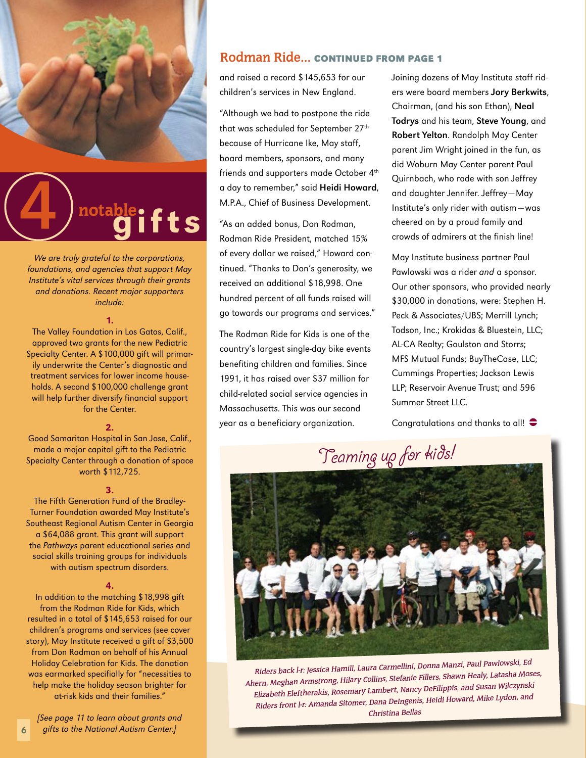# 4 notable gifts

*We are truly grateful to the corporations, foundations, and agencies that support May Institute's vital services through their grants and donations. Recent major supporters include:*

**1.**

The Valley Foundation in Los Gatos, Calif., approved two grants for the new Pediatric Specialty Center. A $100,000 gift will primarily underwrite the Center's diagnostic and treatment services for lower income households. A second $100,000 challenge grant will help further diversify financial support for the Center.

**2.**

Good Samaritan Hospital in San Jose, Calif., made a major capital gift to the Pediatric Specialty Center through a donation of space worth $112,725.

**3.**

The Fifth Generation Fund of the Bradley-Turner Foundation awarded May Institute's Southeast Regional Autism Center in Georgia a $64,088 grant. This grant will support the *Pathways* parent educational series and social skills training groups for individuals with autism spectrum disorders.

**4.**

In addition to the matching $18,998 gift from the Rodman Ride for Kids, which resulted in a total of $145,653 raised for our children's programs and services (see cover story), May Institute received a gift of $3,500 from Don Rodman on behalf of his Annual Holiday Celebration for Kids. The donation was earmarked specifically for "necessities to help make the holiday season brighter for at-risk kids and their families."

*[See page 11 to learn about grants and gifts to the National Autism Center.]*

## Rodman Ride... CONTINUED FROM PAGE 1

and raised a record $145,653 for our children's services in New England.

"Although we had to postpone the ride that was scheduled for September 27th because of Hurricane Ike, May staff, board members, sponsors, and many friends and supporters made October 4th a day to remember," said **Heidi Howard**, M.P.A., Chief of Business Development.

"As an added bonus, Don Rodman, Rodman Ride President, matched 15% of every dollar we raised," Howard continued. "Thanks to Don's generosity, we received an additional $18,998. One hundred percent of all funds raised will go towards our programs and services."

The Rodman Ride for Kids is one of the country's largest single-day bike events benefiting children and families. Since 1991, it has raised over $37 million for child-related social service agencies in Massachusetts. This was our second year as a beneficiary organization.

Joining dozens of May Institute staff riders were board members **Jory Berkwits**, Chairman, (and his son Ethan), **Neal Todrys** and his team, **Steve Young**, and **Robert Yelton**. Randolph May Center parent Jim Wright joined in the fun, as did Woburn May Center parent Paul Quirnbach, who rode with son Jeffrey and daughter Jennifer. Jeffrey—May Institute's only rider with autism—was cheered on by a proud family and crowds of admirers at the finish line!

May Institute business partner Paul Pawlowski was a rider *and* a sponsor. Our other sponsors, who provided nearly $30,000 in donations, were: Stephen H. Peck & Associates/UBS; Merrill Lynch; Todson, Inc.; Krokidas & Bluestein, LLC; AL-CA Realty; Goulston and Storrs; MFS Mutual Funds; BuyTheCase, LLC; Cummings Properties; Jackson Lewis LLP; Reservoir Avenue Trust; and 596 Summer Street LLC.

Congratulations and thanks to all!

### Teaming up for kids!

*Riders back l-r: Jessica Hamill, Laura Carmellini, Donna Manzi, Paul Pawlowski, Ed Ahern, Meghan Armstrong, Hilary Collins, Stefanie Fillers, Shawn Healy, Latasha Moses, Elizabeth Eleftherakis, Rosemary Lambert, Nancy DeFilippis, and Susan Wilczynski*
*Riders front l-r: Amanda Sitomer, Dana DeIngenis, Heidi Howard, Mike Lydon, and Christina Bellas*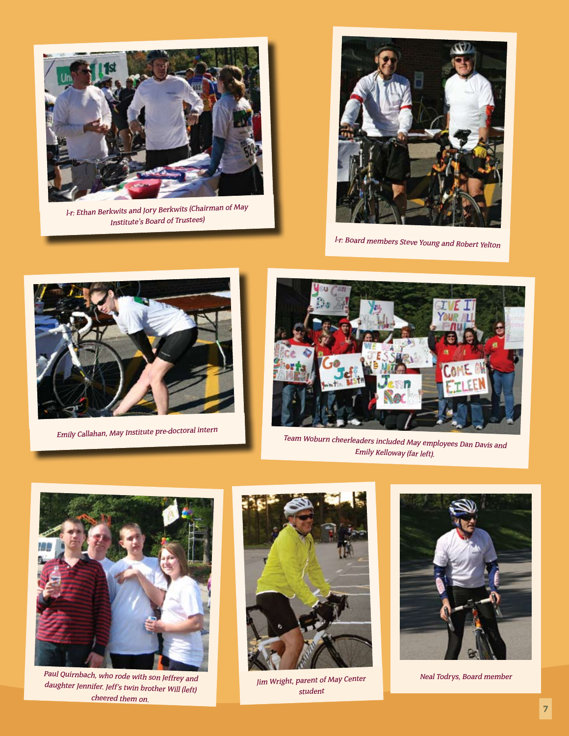l-r: Ethan Berkwits and Jory Berkwits (Chairman of May Institute's Board of Trustees)

l-r: Board members Steve Young and Robert Yelton

Emily Callahan, May Institute pre-doctoral intern

Team Woburn cheerleaders included May employees Dan Davis and Emily Kelloway (far left).

Paul Quirnbach, who rode with son Jeffrey and daughter Jennifer. Jeff's twin brother Will (left) cheered them on.

Jim Wright, parent of May Center student

Neal Todrys, Board member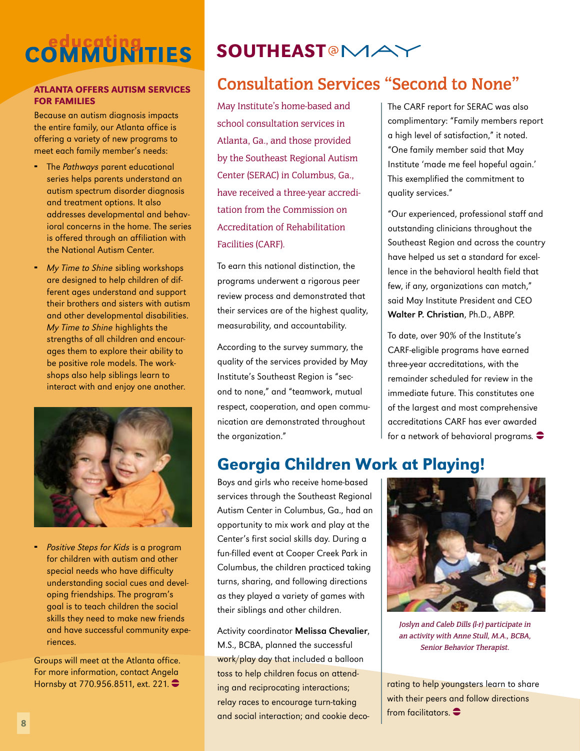# educating COMMUNITIES

### ATLANTA OFFERS AUTISM SERVICES FOR FAMILIES

Because an autism diagnosis impacts the entire family, our Atlanta office is offering a variety of new programs to meet each family member's needs:

- The *Pathways* parent educational series helps parents understand an autism spectrum disorder diagnosis and treatment options. It also addresses developmental and behavioral concerns in the home. The series is offered through an affiliation with the National Autism Center.
- *My Time to Shine* sibling workshops are designed to help children of different ages understand and support their brothers and sisters with autism and other developmental disabilities. *My Time to Shine* highlights the strengths of all children and encourages them to explore their ability to be positive role models. The workshops also help siblings learn to interact with and enjoy one another.
- *Positive Steps for Kids* is a program for children with autism and other special needs who have difficulty understanding social cues and developing friendships. The program's goal is to teach children the social skills they need to make new friends and have successful community experiences.

Groups will meet at the Atlanta office. For more information, contact Angela Hornsby at 770.956.8511, ext. 221.

# SOUTHEAST@MAY

## Consultation Services "Second to None"

May Institute's home-based and school consultation services in Atlanta, Ga., and those provided by the Southeast Regional Autism Center (SERAC) in Columbus, Ga., have received a three-year accreditation from the Commission on Accreditation of Rehabilitation Facilities (CARF).

To earn this national distinction, the programs underwent a rigorous peer review process and demonstrated that their services are of the highest quality, measurability, and accountability.

According to the survey summary, the quality of the services provided by May Institute's Southeast Region is "second to none," and "teamwork, mutual respect, cooperation, and open communication are demonstrated throughout the organization."

The CARF report for SERAC was also complimentary: "Family members report a high level of satisfaction," it noted. "One family member said that May Institute 'made me feel hopeful again.' This exemplified the commitment to quality services."

"Our experienced, professional staff and outstanding clinicians throughout the Southeast Region and across the country have helped us set a standard for excellence in the behavioral health field that few, if any, organizations can match," said May Institute President and CEO **Walter P. Christian**, Ph.D., ABPP.

To date, over 90% of the Institute's CARF-eligible programs have earned three-year accreditations, with the remainder scheduled for review in the immediate future. This constitutes one of the largest and most comprehensive accreditations CARF has ever awarded for a network of behavioral programs.

## Georgia Children Work at Playing!

Boys and girls who receive home-based services through the Southeast Regional Autism Center in Columbus, Ga., had an opportunity to mix work and play at the Center's first social skills day. During a fun-filled event at Cooper Creek Park in Columbus, the children practiced taking turns, sharing, and following directions as they played a variety of games with their siblings and other children.

Activity coordinator **Melissa Chevalier**, M.S., BCBA, planned the successful work/play day that included a balloon toss to help children focus on attending and reciprocating interactions; relay races to encourage turn-taking and social interaction; and cookie decorating to help youngsters learn to share with their peers and follow directions from facilitators.

*Joslyn and Caleb Dills (l-r) participate in an activity with Anne Stull, M.A., BCBA, Senior Behavior Therapist.*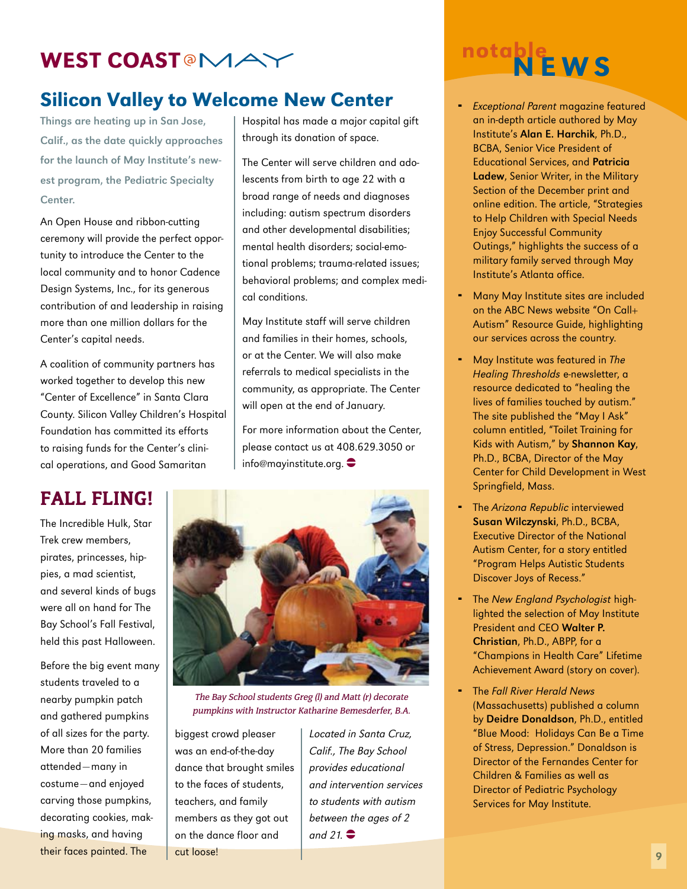# WEST COAST @MAY

## Silicon Valley to Welcome New Center

**Things are heating up in San Jose, Calif., as the date quickly approaches for the launch of May Institute's newest program, the Pediatric Specialty Center.**

An Open House and ribbon-cutting ceremony will provide the perfect opportunity to introduce the Center to the local community and to honor Cadence Design Systems, Inc., for its generous contribution of and leadership in raising more than one million dollars for the Center's capital needs.

A coalition of community partners has worked together to develop this new "Center of Excellence" in Santa Clara County. Silicon Valley Children's Hospital Foundation has committed its efforts to raising funds for the Center's clinical operations, and Good Samaritan Hospital has made a major capital gift through its donation of space.

The Center will serve children and adolescents from birth to age 22 with a broad range of needs and diagnoses including: autism spectrum disorders and other developmental disabilities; mental health disorders; social-emotional problems; trauma-related issues; behavioral problems; and complex medical conditions.

May Institute staff will serve children and families in their homes, schools, or at the Center. We will also make referrals to medical specialists in the community, as appropriate. The Center will open at the end of January.

For more information about the Center, please contact us at 408.629.3050 or info@mayinstitute.org.

## FALL FLING!

The Incredible Hulk, Star Trek crew members, pirates, princesses, hippies, a mad scientist, and several kinds of bugs were all on hand for The Bay School's Fall Festival, held this past Halloween.

Before the big event many students traveled to a nearby pumpkin patch and gathered pumpkins of all sizes for the party. More than 20 families attended—many in costume—and enjoyed carving those pumpkins, decorating cookies, making masks, and having their faces painted. The biggest crowd pleaser was an end-of-the-day dance that brought smiles to the faces of students, teachers, and family members as they got out on the dance floor and cut loose!

*The Bay School students Greg (l) and Matt (r) decorate pumpkins with Instructor Katharine Bemesderfer, B.A.*

*Located in Santa Cruz, Calif., The Bay School provides educational and intervention services to students with autism between the ages of 2 and 21.*

# notable NEWS

- *Exceptional Parent* magazine featured an in-depth article authored by May Institute's **Alan E. Harchik**, Ph.D., BCBA, Senior Vice President of Educational Services, and **Patricia Ladew**, Senior Writer, in the Military Section of the December print and online edition. The article, "Strategies to Help Children with Special Needs Enjoy Successful Community Outings," highlights the success of a military family served through May Institute's Atlanta office.
- Many May Institute sites are included on the ABC News website "On Call+ Autism" Resource Guide, highlighting our services across the country.
- May Institute was featured in *The Healing Thresholds* e-newsletter, a resource dedicated to "healing the lives of families touched by autism." The site published the "May I Ask" column entitled, "Toilet Training for Kids with Autism," by **Shannon Kay**, Ph.D., BCBA, Director of the May Center for Child Development in West Springfield, Mass.
- The *Arizona Republic* interviewed **Susan Wilczynski**, Ph.D., BCBA, Executive Director of the National Autism Center, for a story entitled "Program Helps Autistic Students Discover Joys of Recess."
- The *New England Psychologist* highlighted the selection of May Institute President and CEO **Walter P. Christian**, Ph.D., ABPP, for a "Champions in Health Care" Lifetime Achievement Award (story on cover).
- The *Fall River Herald News* (Massachusetts) published a column by **Deidre Donaldson**, Ph.D., entitled "Blue Mood: Holidays Can Be a Time of Stress, Depression." Donaldson is Director of the Fernandes Center for Children & Families as well as Director of Pediatric Psychology Services for May Institute.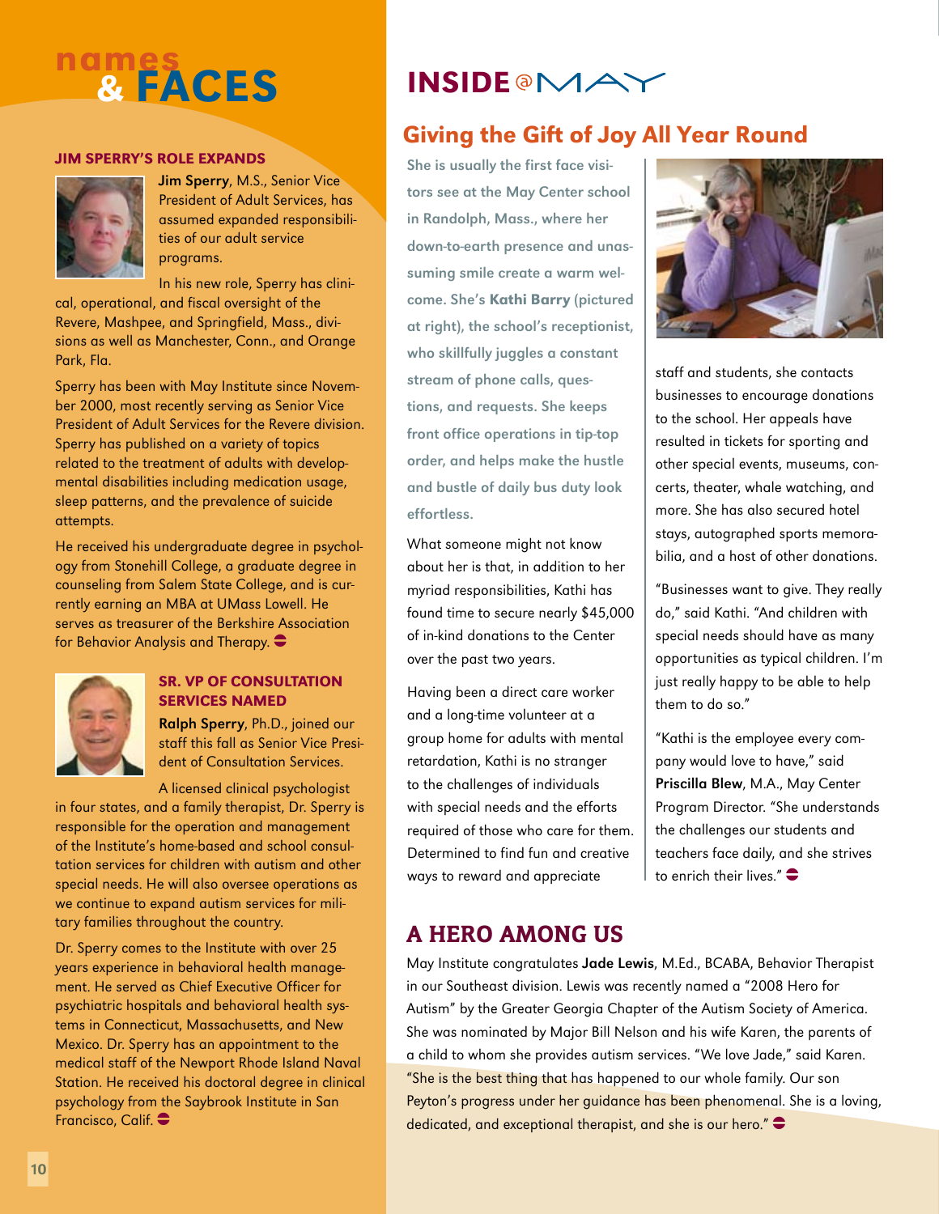# names & FACES

### JIM SPERRY'S ROLE EXPANDS

**Jim Sperry**, M.S., Senior Vice President of Adult Services, has assumed expanded responsibilities of our adult service programs.

In his new role, Sperry has clinical, operational, and fiscal oversight of the Revere, Mashpee, and Springfield, Mass., divisions as well as Manchester, Conn., and Orange Park, Fla.

Sperry has been with May Institute since November 2000, most recently serving as Senior Vice President of Adult Services for the Revere division. Sperry has published on a variety of topics related to the treatment of adults with developmental disabilities including medication usage, sleep patterns, and the prevalence of suicide attempts.

He received his undergraduate degree in psychology from Stonehill College, a graduate degree in counseling from Salem State College, and is currently earning an MBA at UMass Lowell. He serves as treasurer of the Berkshire Association for Behavior Analysis and Therapy.

### SR. VP OF CONSULTATION SERVICES NAMED

**Ralph Sperry**, Ph.D., joined our staff this fall as Senior Vice President of Consultation Services.

A licensed clinical psychologist in four states, and a family therapist, Dr. Sperry is responsible for the operation and management of the Institute's home-based and school consultation services for children with autism and other special needs. He will also oversee operations as we continue to expand autism services for military families throughout the country.

Dr. Sperry comes to the Institute with over 25 years experience in behavioral health management. He served as Chief Executive Officer for psychiatric hospitals and behavioral health systems in Connecticut, Massachusetts, and New Mexico. Dr. Sperry has an appointment to the medical staff of the Newport Rhode Island Naval Station. He received his doctoral degree in clinical psychology from the Saybrook Institute in San Francisco, Calif.

# INSIDE @MAY

## Giving the Gift of Joy All Year Round

She is usually the first face visitors see at the May Center school in Randolph, Mass., where her down-to-earth presence and unassuming smile create a warm welcome. She's **Kathi Barry** (pictured at right), the school's receptionist, who skillfully juggles a constant stream of phone calls, questions, and requests. She keeps front office operations in tip-top order, and helps make the hustle and bustle of daily bus duty look effortless.

What someone might not know about her is that, in addition to her myriad responsibilities, Kathi has found time to secure nearly $45,000 of in-kind donations to the Center over the past two years.

Having been a direct care worker and a long-time volunteer at a group home for adults with mental retardation, Kathi is no stranger to the challenges of individuals with special needs and the efforts required of those who care for them. Determined to find fun and creative ways to reward and appreciate staff and students, she contacts businesses to encourage donations to the school. Her appeals have resulted in tickets for sporting and other special events, museums, concerts, theater, whale watching, and more. She has also secured hotel stays, autographed sports memorabilia, and a host of other donations.

"Businesses want to give. They really do," said Kathi. "And children with special needs should have as many opportunities as typical children. I'm just really happy to be able to help them to do so."

"Kathi is the employee every company would love to have," said **Priscilla Blew**, M.A., May Center Program Director. "She understands the challenges our students and teachers face daily, and she strives to enrich their lives."

## A HERO AMONG US

May Institute congratulates **Jade Lewis**, M.Ed., BCABA, Behavior Therapist in our Southeast division. Lewis was recently named a "2008 Hero for Autism" by the Greater Georgia Chapter of the Autism Society of America. She was nominated by Major Bill Nelson and his wife Karen, the parents of a child to whom she provides autism services. "We love Jade," said Karen. "She is the best thing that has happened to our whole family. Our son Peyton's progress under her guidance has been phenomenal. She is a loving, dedicated, and exceptional therapist, and she is our hero."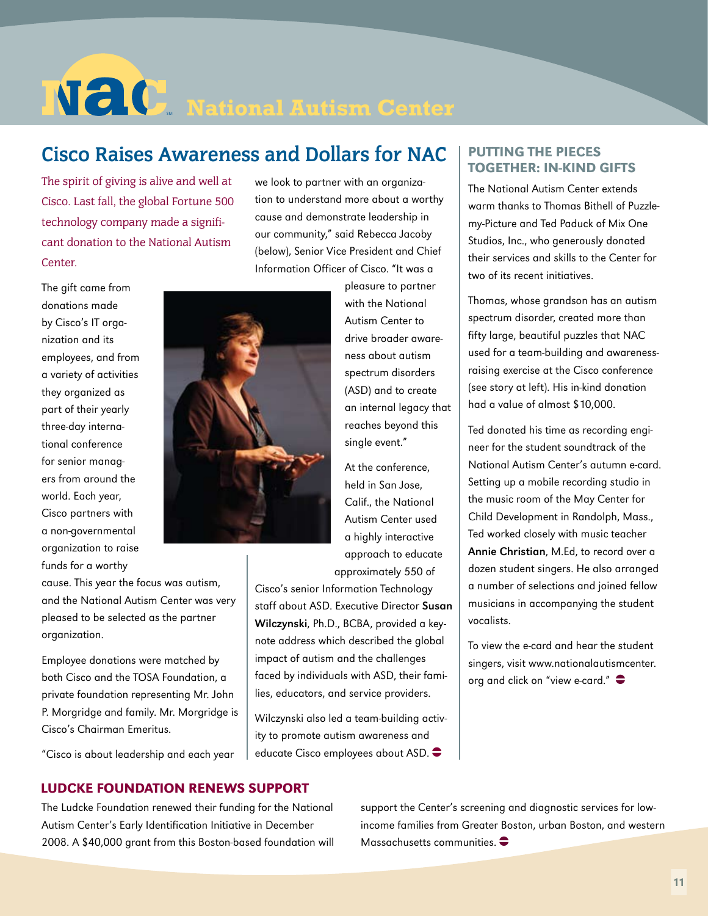# National Autism Center

## Cisco Raises Awareness and Dollars for NAC

The spirit of giving is alive and well at Cisco. Last fall, the global Fortune 500 technology company made a significant donation to the National Autism Center.

The gift came from donations made by Cisco's IT organization and its employees, and from a variety of activities they organized as part of their yearly three-day international conference for senior managers from around the world. Each year, Cisco partners with a non-governmental organization to raise funds for a worthy cause. This year the focus was autism, and the National Autism Center was very pleased to be selected as the partner organization.

Employee donations were matched by both Cisco and the TOSA Foundation, a private foundation representing Mr. John P. Morgridge and family. Mr. Morgridge is Cisco's Chairman Emeritus.

"Cisco is about leadership and each year we look to partner with an organization to understand more about a worthy cause and demonstrate leadership in our community," said Rebecca Jacoby (below), Senior Vice President and Chief Information Officer of Cisco. "It was a pleasure to partner with the National Autism Center to drive broader awareness about autism spectrum disorders (ASD) and to create an internal legacy that reaches beyond this single event."

At the conference, held in San Jose, Calif., the National Autism Center used a highly interactive approach to educate approximately 550 of Cisco's senior Information Technology staff about ASD. Executive Director **Susan Wilczynski**, Ph.D., BCBA, provided a keynote address which described the global impact of autism and the challenges faced by individuals with ASD, their families, educators, and service providers.

Wilczynski also led a team-building activity to promote autism awareness and educate Cisco employees about ASD.

## PUTTING THE PIECES TOGETHER: IN-KIND GIFTS

The National Autism Center extends warm thanks to Thomas Bithell of Puzzle-my-Picture and Ted Paduck of Mix One Studios, Inc., who generously donated their services and skills to the Center for two of its recent initiatives.

Thomas, whose grandson has an autism spectrum disorder, created more than fifty large, beautiful puzzles that NAC used for a team-building and awareness-raising exercise at the Cisco conference (see story at left). His in-kind donation had a value of almost $10,000.

Ted donated his time as recording engineer for the student soundtrack of the National Autism Center's autumn e-card. Setting up a mobile recording studio in the music room of the May Center for Child Development in Randolph, Mass., Ted worked closely with music teacher **Annie Christian**, M.Ed, to record over a dozen student singers. He also arranged a number of selections and joined fellow musicians in accompanying the student vocalists.

To view the e-card and hear the student singers, visit www.nationalautismcenter.org and click on "view e-card."

## LUDCKE FOUNDATION RENEWS SUPPORT

The Ludcke Foundation renewed their funding for the National Autism Center's Early Identification Initiative in December 2008. A $40,000 grant from this Boston-based foundation will support the Center's screening and diagnostic services for low-income families from Greater Boston, urban Boston, and western Massachusetts communities.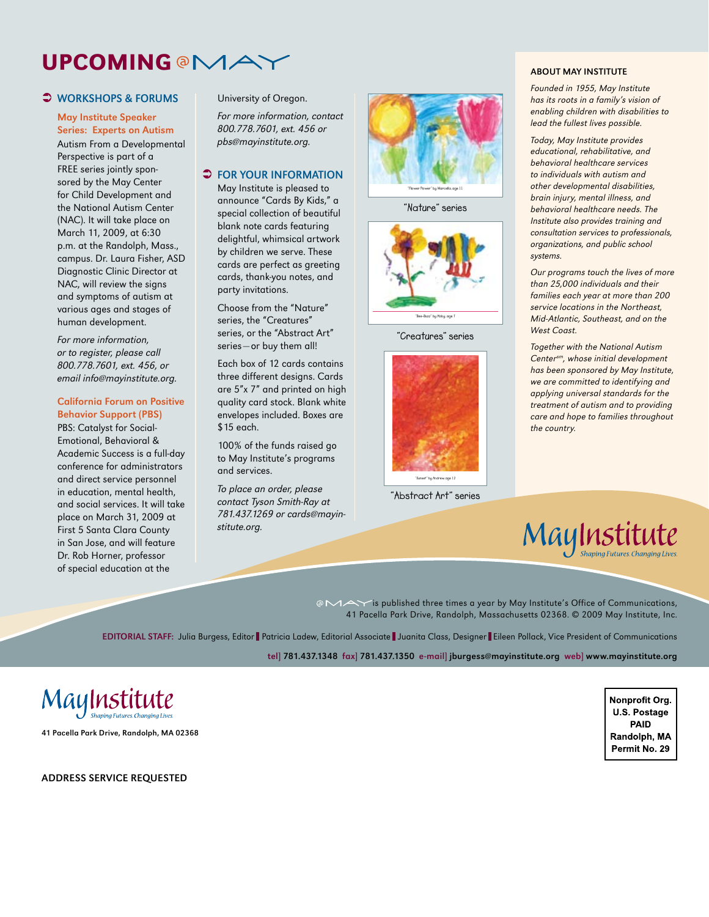# UPCOMING @MAY

## WORKSHOPS & FORUMS

### May Institute Speaker Series: Experts on Autism

Autism From a Developmental Perspective is part of a FREE series jointly sponsored by the May Center for Child Development and the National Autism Center (NAC). It will take place on March 11, 2009, at 6:30 p.m. at the Randolph, Mass., campus. Dr. Laura Fisher, ASD Diagnostic Clinic Director at NAC, will review the signs and symptoms of autism at various ages and stages of human development.

*For more information, or to register, please call 800.778.7601, ext. 456, or email info@mayinstitute.org.*

### California Forum on Positive Behavior Support (PBS)

PBS: Catalyst for Social-Emotional, Behavioral & Academic Success is a full-day conference for administrators and direct service personnel in education, mental health, and social services. It will take place on March 31, 2009 at First 5 Santa Clara County in San Jose, and will feature Dr. Rob Horner, professor of special education at the University of Oregon.

*For more information, contact 800.778.7601, ext. 456 or pbs@mayinstitute.org.*

## FOR YOUR INFORMATION

May Institute is pleased to announce "Cards By Kids," a special collection of beautiful blank note cards featuring delightful, whimsical artwork by children we serve. These cards are perfect as greeting cards, thank-you notes, and party invitations.

Choose from the "Nature" series, the "Creatures" series, or the "Abstract Art" series—or buy them all!

Each box of 12 cards contains three different designs. Cards are 5"x 7" and printed on high quality card stock. Blank white envelopes included. Boxes are $15 each.

100% of the funds raised go to May Institute's programs and services.

*To place an order, please contact Tyson Smith-Ray at 781.437.1269 or cards@mayinstitute.org.*

"Flower Power" by Marcella, age 11

"Nature" series

"Bee-Buzz" by Abby, age 7

"Creatures" series

"Sunset" by Andrew, age 12

"Abstract Art" series

## ABOUT MAY INSTITUTE

*Founded in 1955, May Institute has its roots in a family's vision of enabling children with disabilities to lead the fullest lives possible.*

*Today, May Institute provides educational, rehabilitative, and behavioral healthcare services to individuals with autism and other developmental disabilities, brain injury, mental illness, and behavioral healthcare needs. The Institute also provides training and consultation services to professionals, organizations, and public school systems.*

*Our programs touch the lives of more than 25,000 individuals and their families each year at more than 200 service locations in the Northeast, Mid-Atlantic, Southeast, and on the West Coast.*

*Together with the National Autism Center℠, whose initial development has been sponsored by May Institute, we are committed to identifying and applying universal standards for the treatment of autism and to providing care and hope to families throughout the country.*

May Institute — Shaping Futures. Changing Lives.

@MAY is published three times a year by May Institute's Office of Communications, 41 Pacella Park Drive, Randolph, Massachusetts 02368. © 2009 May Institute, Inc.

**EDITORIAL STAFF:** Julia Burgess, Editor | Patricia Ladew, Editorial Associate | Juanita Class, Designer | Eileen Pollack, Vice President of Communications

**tel]** 781.437.1348 **fax]** 781.437.1350 **e-mail]** jburgess@mayinstitute.org **web]** www.mayinstitute.org

May Institute — Shaping Futures. Changing Lives.

41 Pacella Park Drive, Randolph, MA 02368

**Nonprofit Org.
U.S. Postage
PAID
Randolph, MA
Permit No. 29**

**ADDRESS SERVICE REQUESTED**